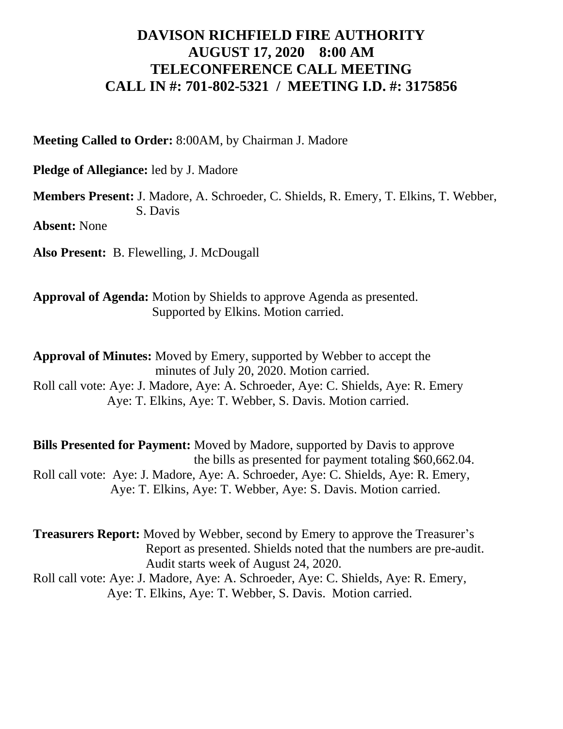# DAVISON RICHFIELD FIRE AUTHORITY
# AUGUST 17, 2020 8:00 AM
# TELECONFERENCE CALL MEETING
# CALL IN #: 701-802-5321 / MEETING I.D. #: 3175856

**Meeting Called to Order:** 8:00AM, by Chairman J. Madore

**Pledge of Allegiance:** led by J. Madore

**Members Present:** J. Madore, A. Schroeder, C. Shields, R. Emery, T. Elkins, T. Webber, S. Davis

**Absent:** None

**Also Present:** B. Flewelling, J. McDougall

**Approval of Agenda:** Motion by Shields to approve Agenda as presented. Supported by Elkins. Motion carried.

**Approval of Minutes:** Moved by Emery, supported by Webber to accept the minutes of July 20, 2020. Motion carried.
Roll call vote: Aye: J. Madore, Aye: A. Schroeder, Aye: C. Shields, Aye: R. Emery Aye: T. Elkins, Aye: T. Webber, S. Davis. Motion carried.

**Bills Presented for Payment:** Moved by Madore, supported by Davis to approve the bills as presented for payment totaling $60,662.04.
Roll call vote: Aye: J. Madore, Aye: A. Schroeder, Aye: C. Shields, Aye: R. Emery, Aye: T. Elkins, Aye: T. Webber, Aye: S. Davis. Motion carried.

**Treasurers Report:** Moved by Webber, second by Emery to approve the Treasurer's Report as presented. Shields noted that the numbers are pre-audit. Audit starts week of August 24, 2020.
Roll call vote: Aye: J. Madore, Aye: A. Schroeder, Aye: C. Shields, Aye: R. Emery, Aye: T. Elkins, Aye: T. Webber, S. Davis. Motion carried.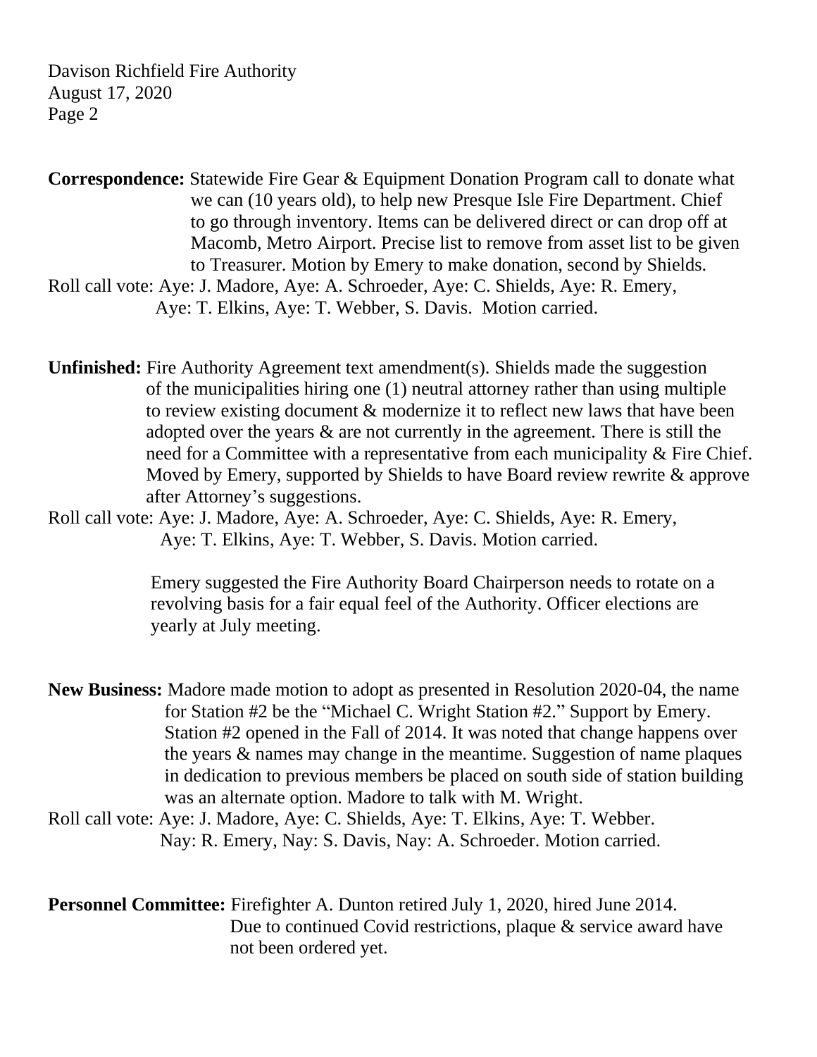**Correspondence:** Statewide Fire Gear & Equipment Donation Program call to donate what we can (10 years old), to help new Presque Isle Fire Department. Chief to go through inventory. Items can be delivered direct or can drop off at Macomb, Metro Airport. Precise list to remove from asset list to be given to Treasurer. Motion by Emery to make donation, second by Shields.

Roll call vote: Aye: J. Madore, Aye: A. Schroeder, Aye: C. Shields, Aye: R. Emery, Aye: T. Elkins, Aye: T. Webber, S. Davis. Motion carried.

**Unfinished:** Fire Authority Agreement text amendment(s). Shields made the suggestion of the municipalities hiring one (1) neutral attorney rather than using multiple to review existing document & modernize it to reflect new laws that have been adopted over the years & are not currently in the agreement. There is still the need for a Committee with a representative from each municipality & Fire Chief. Moved by Emery, supported by Shields to have Board review rewrite & approve after Attorney's suggestions.

Roll call vote: Aye: J. Madore, Aye: A. Schroeder, Aye: C. Shields, Aye: R. Emery, Aye: T. Elkins, Aye: T. Webber, S. Davis. Motion carried.

Emery suggested the Fire Authority Board Chairperson needs to rotate on a revolving basis for a fair equal feel of the Authority. Officer elections are yearly at July meeting.

**New Business:** Madore made motion to adopt as presented in Resolution 2020-04, the name for Station #2 be the "Michael C. Wright Station #2." Support by Emery. Station #2 opened in the Fall of 2014. It was noted that change happens over the years & names may change in the meantime. Suggestion of name plaques in dedication to previous members be placed on south side of station building was an alternate option. Madore to talk with M. Wright.

Roll call vote: Aye: J. Madore, Aye: C. Shields, Aye: T. Elkins, Aye: T. Webber. Nay: R. Emery, Nay: S. Davis, Nay: A. Schroeder. Motion carried.

**Personnel Committee:** Firefighter A. Dunton retired July 1, 2020, hired June 2014. Due to continued Covid restrictions, plaque & service award have not been ordered yet.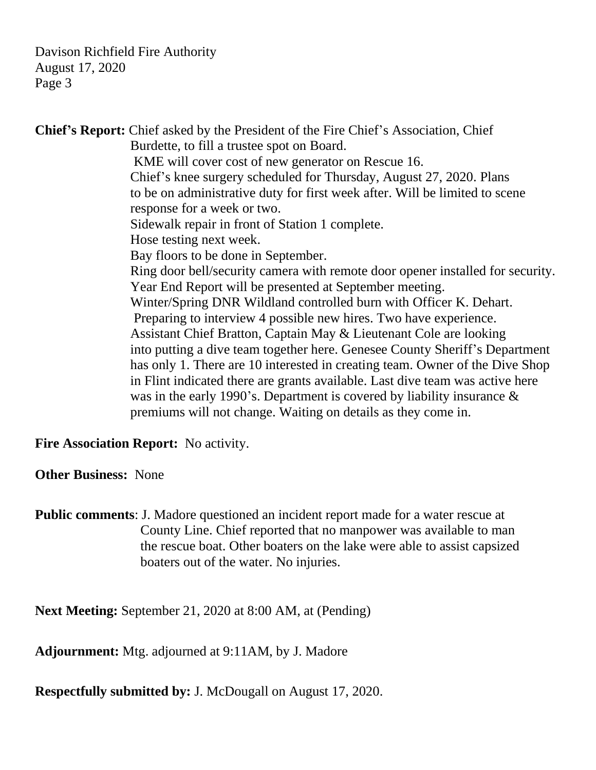**Chief's Report:** Chief asked by the President of the Fire Chief's Association, Chief Burdette, to fill a trustee spot on Board.

KME will cover cost of new generator on Rescue 16.

Chief's knee surgery scheduled for Thursday, August 27, 2020. Plans to be on administrative duty for first week after. Will be limited to scene response for a week or two.

Sidewalk repair in front of Station 1 complete.

Hose testing next week.

Bay floors to be done in September.

Ring door bell/security camera with remote door opener installed for security.

Year End Report will be presented at September meeting.

Winter/Spring DNR Wildland controlled burn with Officer K. Dehart.

Preparing to interview 4 possible new hires. Two have experience.

Assistant Chief Bratton, Captain May & Lieutenant Cole are looking into putting a dive team together here. Genesee County Sheriff's Department has only 1. There are 10 interested in creating team. Owner of the Dive Shop in Flint indicated there are grants available. Last dive team was active here was in the early 1990's. Department is covered by liability insurance & premiums will not change. Waiting on details as they come in.

**Fire Association Report:** No activity.

**Other Business:** None

**Public comments**: J. Madore questioned an incident report made for a water rescue at County Line. Chief reported that no manpower was available to man the rescue boat. Other boaters on the lake were able to assist capsized boaters out of the water. No injuries.

**Next Meeting:** September 21, 2020 at 8:00 AM, at (Pending)

**Adjournment:** Mtg. adjourned at 9:11AM, by J. Madore

**Respectfully submitted by:** J. McDougall on August 17, 2020.